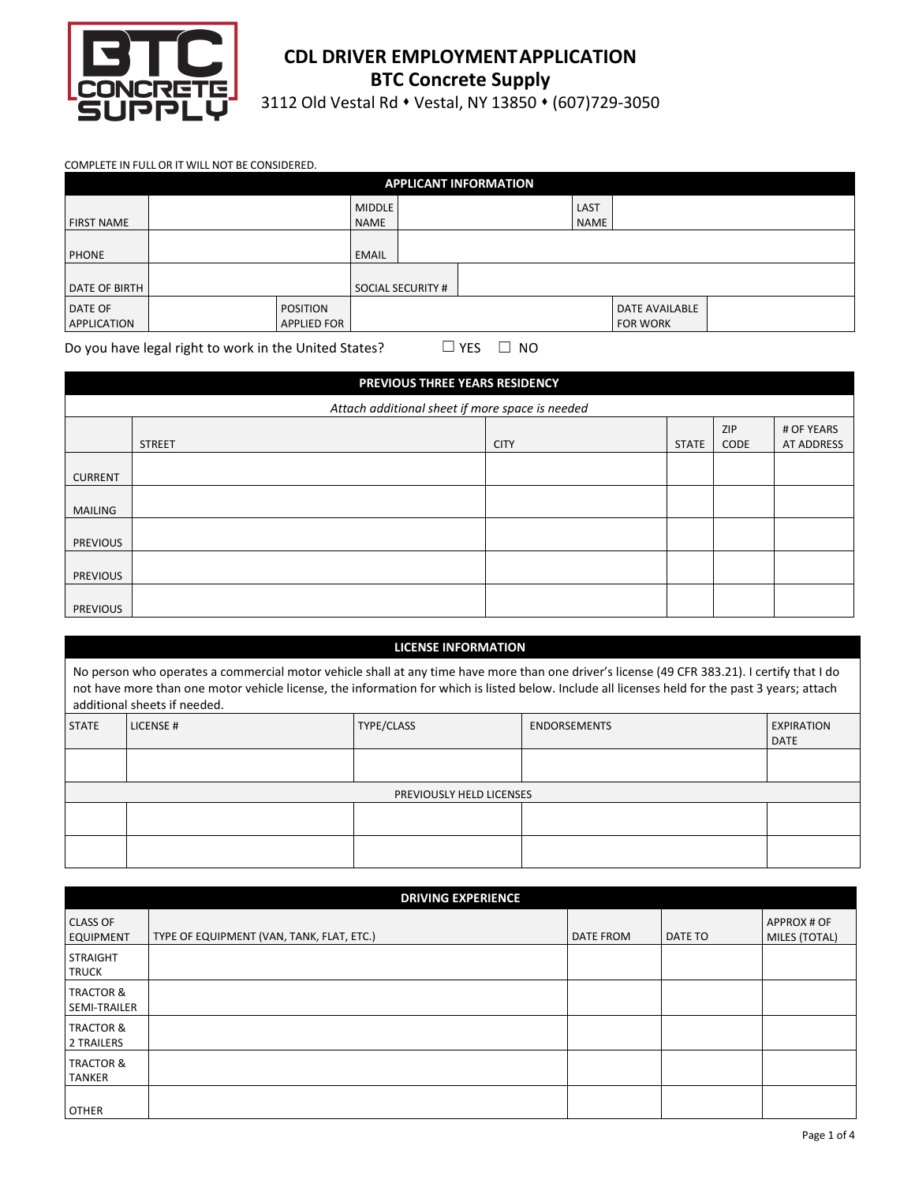# CDL DRIVER EMPLOYMENT APPLICATION

## BTC Concrete Supply

3112 Old Vestal Rd ⬩ Vestal, NY 13850 ⬩ (607)729-3050

COMPLETE IN FULL OR IT WILL NOT BE CONSIDERED.

### APPLICANT INFORMATION

| FIRST NAME | | MIDDLE NAME | | LAST NAME | |
|---|---|---|---|---|---|
| PHONE | | EMAIL | | | |
| DATE OF BIRTH | | SOCIAL SECURITY # | | | |
| DATE OF APPLICATION | | POSITION APPLIED FOR | | DATE AVAILABLE FOR WORK | |

Do you have legal right to work in the United States? ☐ YES ☐ NO

### PREVIOUS THREE YEARS RESIDENCY

*Attach additional sheet if more space is needed*

| | STREET | CITY | STATE | ZIP CODE | # OF YEARS AT ADDRESS |
|---|---|---|---|---|---|
| CURRENT | | | | | |
| MAILING | | | | | |
| PREVIOUS | | | | | |
| PREVIOUS | | | | | |
| PREVIOUS | | | | | |

### LICENSE INFORMATION

No person who operates a commercial motor vehicle shall at any time have more than one driver's license (49 CFR 383.21). I certify that I do not have more than one motor vehicle license, the information for which is listed below. Include all licenses held for the past 3 years; attach additional sheets if needed.

| STATE | LICENSE # | TYPE/CLASS | ENDORSEMENTS | EXPIRATION DATE |
|---|---|---|---|---|
| | | | | |
| PREVIOUSLY HELD LICENSES | | | | |
| | | | | |
| | | | | |

### DRIVING EXPERIENCE

| CLASS OF EQUIPMENT | TYPE OF EQUIPMENT (VAN, TANK, FLAT, ETC.) | DATE FROM | DATE TO | APPROX # OF MILES (TOTAL) |
|---|---|---|---|---|
| STRAIGHT TRUCK | | | | |
| TRACTOR & SEMI-TRAILER | | | | |
| TRACTOR & 2 TRAILERS | | | | |
| TRACTOR & TANKER | | | | |
| OTHER | | | | |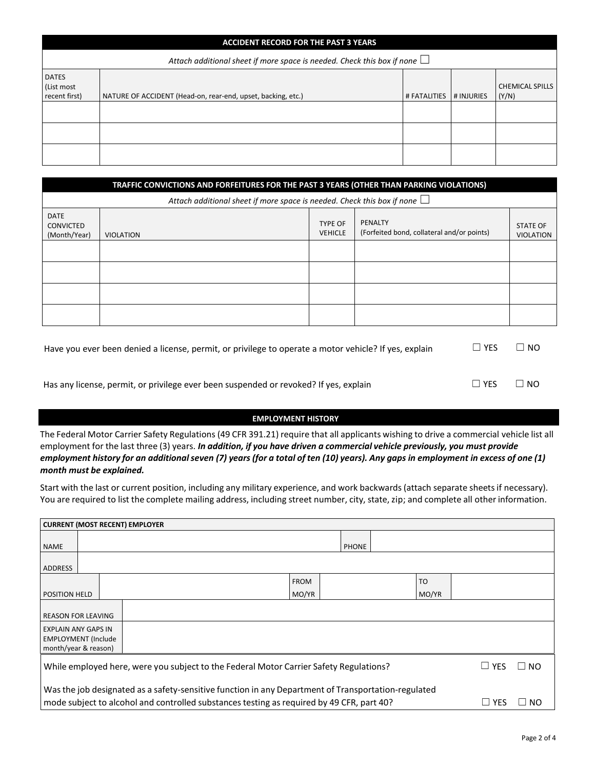## ACCIDENT RECORD FOR THE PAST 3 YEARS

*Attach additional sheet if more space is needed. Check this box if none* ☐

| DATES (List most recent first) | NATURE OF ACCIDENT (Head-on, rear-end, upset, backing, etc.) | # FATALITIES | # INJURIES | CHEMICAL SPILLS (Y/N) |
|---|---|---|---|---|
| | | | | |
| | | | | |
| | | | | |

## TRAFFIC CONVICTIONS AND FORFEITURES FOR THE PAST 3 YEARS (OTHER THAN PARKING VIOLATIONS)

*Attach additional sheet if more space is needed. Check this box if none* ☐

| DATE CONVICTED (Month/Year) | VIOLATION | TYPE OF VEHICLE | PENALTY (Forfeited bond, collateral and/or points) | STATE OF VIOLATION |
|---|---|---|---|---|
| | | | | |
| | | | | |
| | | | | |
| | | | | |

Have you ever been denied a license, permit, or privilege to operate a motor vehicle? If yes, explain ☐ YES ☐ NO

Has any license, permit, or privilege ever been suspended or revoked? If yes, explain ☐ YES ☐ NO

## EMPLOYMENT HISTORY

The Federal Motor Carrier Safety Regulations (49 CFR 391.21) require that all applicants wishing to drive a commercial vehicle list all employment for the last three (3) years. ***In addition, if you have driven a commercial vehicle previously, you must provide employment history for an additional seven (7) years (for a total of ten (10) years). Any gaps in employment in excess of one (1) month must be explained.***

Start with the last or current position, including any military experience, and work backwards (attach separate sheets if necessary). You are required to list the complete mailing address, including street number, city, state, zip; and complete all other information.

| **CURRENT (MOST RECENT) EMPLOYER** | | | | | |
|---|---|---|---|---|---|
| NAME | | PHONE | | | |
| ADDRESS | | | | | |
| POSITION HELD | | FROM MO/YR | | TO MO/YR | |
| REASON FOR LEAVING | | | | | |
| EXPLAIN ANY GAPS IN EMPLOYMENT (Include month/year & reason) | | | | | |

While employed here, were you subject to the Federal Motor Carrier Safety Regulations? ☐ YES ☐ NO

Was the job designated as a safety-sensitive function in any Department of Transportation-regulated mode subject to alcohol and controlled substances testing as required by 49 CFR, part 40? ☐ YES ☐ NO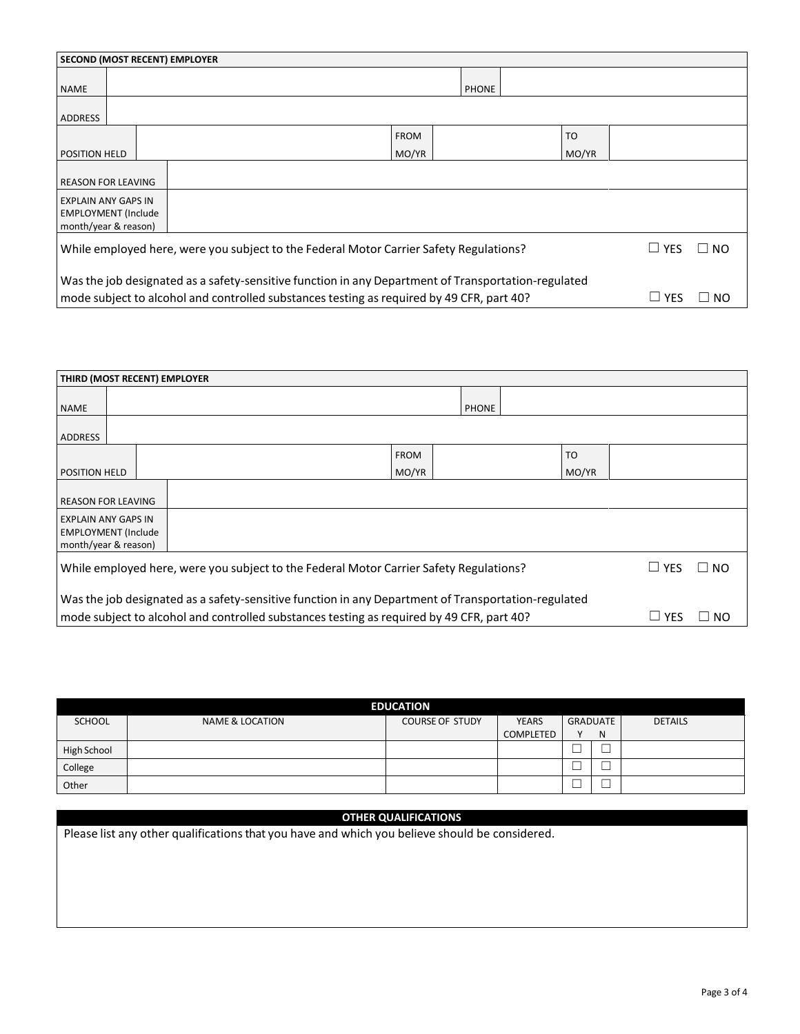| SECOND (MOST RECENT) EMPLOYER | | | | | |
|---|---|---|---|---|---|
| NAME | | | PHONE | | |
| ADDRESS | | | | | |
| POSITION HELD | | FROM MO/YR | | TO MO/YR | |
| REASON FOR LEAVING | | | | | |
| EXPLAIN ANY GAPS IN EMPLOYMENT (Include month/year & reason) | | | | | |

While employed here, were you subject to the Federal Motor Carrier Safety Regulations? ☐ YES ☐ NO

Was the job designated as a safety-sensitive function in any Department of Transportation-regulated mode subject to alcohol and controlled substances testing as required by 49 CFR, part 40? ☐ YES ☐ NO

| THIRD (MOST RECENT) EMPLOYER | | | | | |
|---|---|---|---|---|---|
| NAME | | | PHONE | | |
| ADDRESS | | | | | |
| POSITION HELD | | FROM MO/YR | | TO MO/YR | |
| REASON FOR LEAVING | | | | | |
| EXPLAIN ANY GAPS IN EMPLOYMENT (Include month/year & reason) | | | | | |

While employed here, were you subject to the Federal Motor Carrier Safety Regulations? ☐ YES ☐ NO

Was the job designated as a safety-sensitive function in any Department of Transportation-regulated mode subject to alcohol and controlled substances testing as required by 49 CFR, part 40? ☐ YES ☐ NO

## EDUCATION

| SCHOOL | NAME & LOCATION | COURSE OF STUDY | YEARS COMPLETED | GRADUATE Y | GRADUATE N | DETAILS |
|---|---|---|---|---|---|---|
| High School | | | | ☐ | ☐ | |
| College | | | | ☐ | ☐ | |
| Other | | | | ☐ | ☐ | |

## OTHER QUALIFICATIONS

Please list any other qualifications that you have and which you believe should be considered.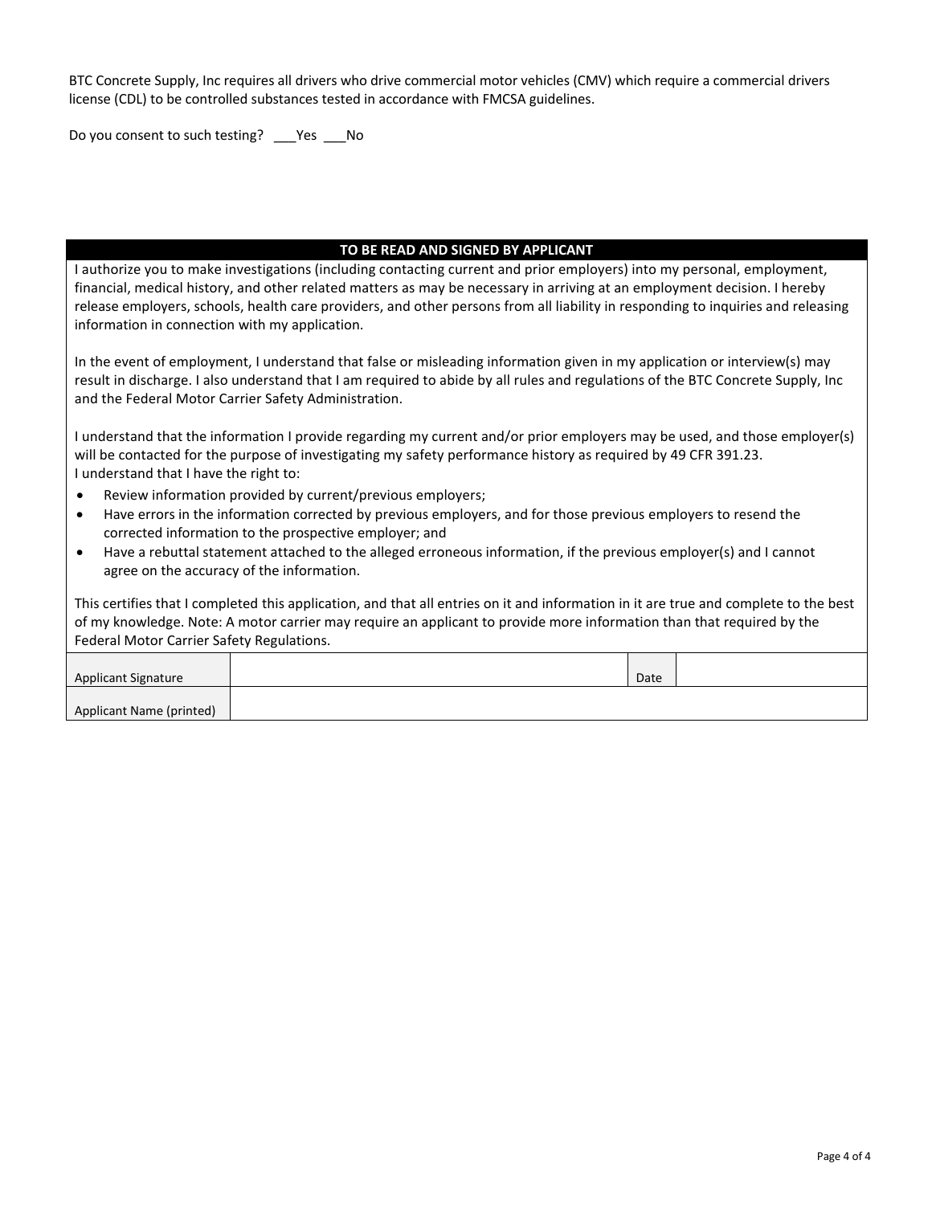BTC Concrete Supply, Inc requires all drivers who drive commercial motor vehicles (CMV) which require a commercial drivers license (CDL) to be controlled substances tested in accordance with FMCSA guidelines.

Do you consent to such testing? ___Yes ___No

## TO BE READ AND SIGNED BY APPLICANT

I authorize you to make investigations (including contacting current and prior employers) into my personal, employment, financial, medical history, and other related matters as may be necessary in arriving at an employment decision. I hereby release employers, schools, health care providers, and other persons from all liability in responding to inquiries and releasing information in connection with my application.

In the event of employment, I understand that false or misleading information given in my application or interview(s) may result in discharge. I also understand that I am required to abide by all rules and regulations of the BTC Concrete Supply, Inc and the Federal Motor Carrier Safety Administration.

I understand that the information I provide regarding my current and/or prior employers may be used, and those employer(s) will be contacted for the purpose of investigating my safety performance history as required by 49 CFR 391.23.
I understand that I have the right to:

- Review information provided by current/previous employers;
- Have errors in the information corrected by previous employers, and for those previous employers to resend the corrected information to the prospective employer; and
- Have a rebuttal statement attached to the alleged erroneous information, if the previous employer(s) and I cannot agree on the accuracy of the information.

This certifies that I completed this application, and that all entries on it and information in it are true and complete to the best of my knowledge. Note: A motor carrier may require an applicant to provide more information than that required by the Federal Motor Carrier Safety Regulations.

| | | | |
|---|---|---|---|
| Applicant Signature | | Date | |
| Applicant Name (printed) | | | |